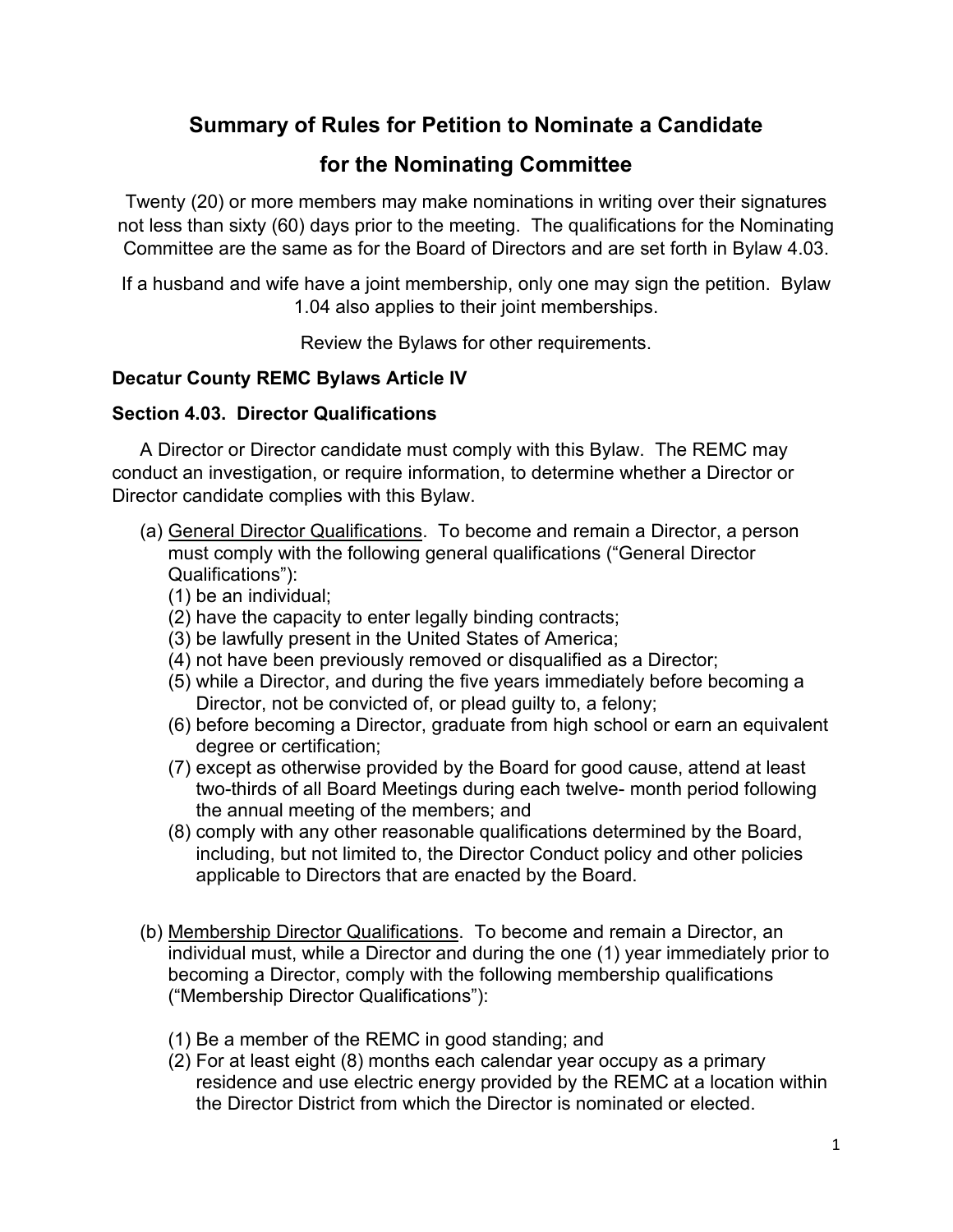# Summary of Rules for Petition to Nominate a Candidate for the Nominating Committee

Twenty (20) or more members may make nominations in writing over their signatures not less than sixty (60) days prior to the meeting. The qualifications for the Nominating Committee are the same as for the Board of Directors and are set forth in Bylaw 4.03.

If a husband and wife have a joint membership, only one may sign the petition. Bylaw 1.04 also applies to their joint memberships.

Review the Bylaws for other requirements.

**Decatur County REMC Bylaws Article IV**

**Section 4.03. Director Qualifications**

A Director or Director candidate must comply with this Bylaw. The REMC may conduct an investigation, or require information, to determine whether a Director or Director candidate complies with this Bylaw.

(a) General Director Qualifications. To become and remain a Director, a person must comply with the following general qualifications ("General Director Qualifications"):
   (1) be an individual;
   (2) have the capacity to enter legally binding contracts;
   (3) be lawfully present in the United States of America;
   (4) not have been previously removed or disqualified as a Director;
   (5) while a Director, and during the five years immediately before becoming a Director, not be convicted of, or plead guilty to, a felony;
   (6) before becoming a Director, graduate from high school or earn an equivalent degree or certification;
   (7) except as otherwise provided by the Board for good cause, attend at least two-thirds of all Board Meetings during each twelve- month period following the annual meeting of the members; and
   (8) comply with any other reasonable qualifications determined by the Board, including, but not limited to, the Director Conduct policy and other policies applicable to Directors that are enacted by the Board.

(b) Membership Director Qualifications. To become and remain a Director, an individual must, while a Director and during the one (1) year immediately prior to becoming a Director, comply with the following membership qualifications ("Membership Director Qualifications"):

   (1) Be a member of the REMC in good standing; and
   (2) For at least eight (8) months each calendar year occupy as a primary residence and use electric energy provided by the REMC at a location within the Director District from which the Director is nominated or elected.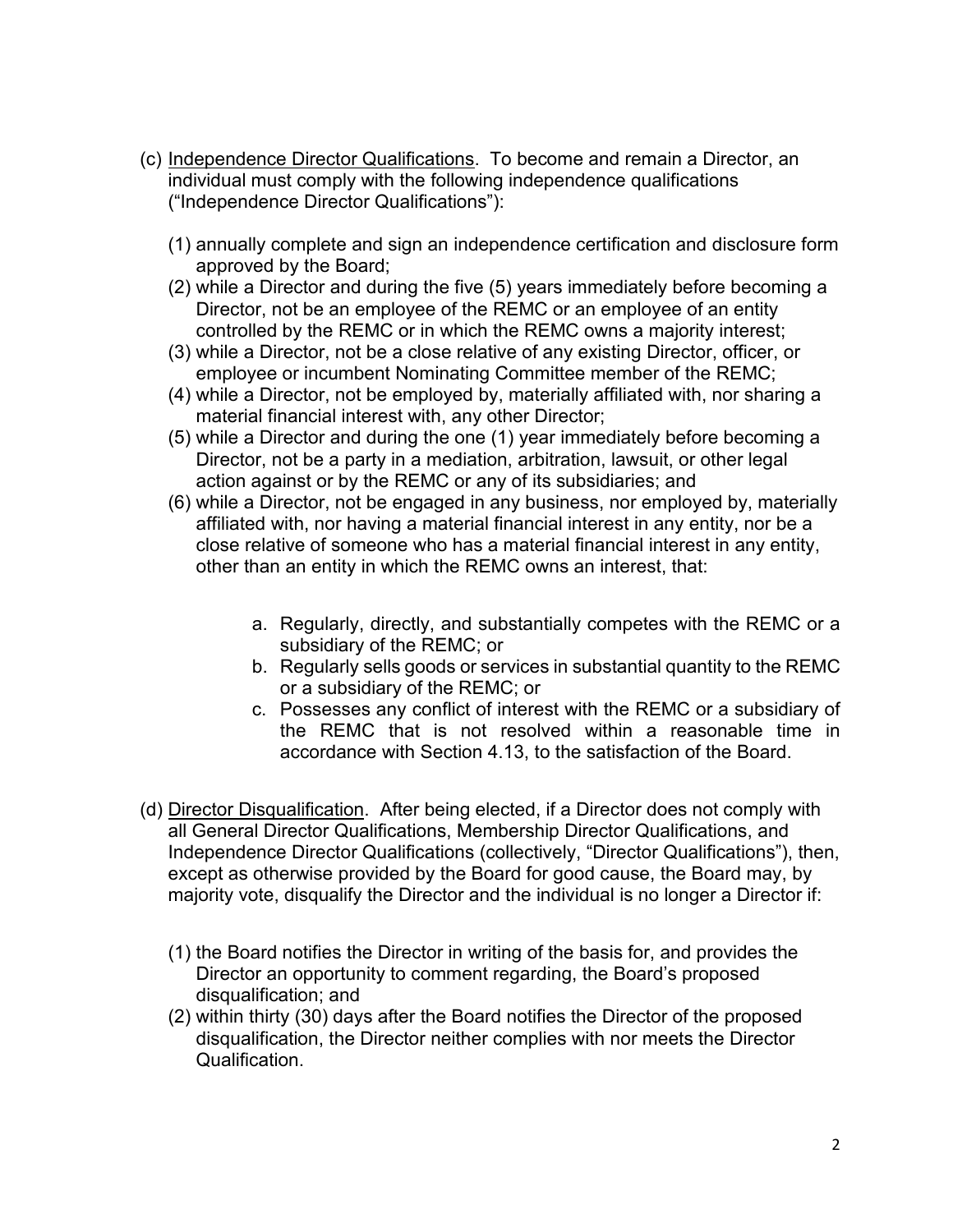(c) <u>Independence Director Qualifications</u>. To become and remain a Director, an individual must comply with the following independence qualifications ("Independence Director Qualifications"):

(1) annually complete and sign an independence certification and disclosure form approved by the Board;
(2) while a Director and during the five (5) years immediately before becoming a Director, not be an employee of the REMC or an employee of an entity controlled by the REMC or in which the REMC owns a majority interest;
(3) while a Director, not be a close relative of any existing Director, officer, or employee or incumbent Nominating Committee member of the REMC;
(4) while a Director, not be employed by, materially affiliated with, nor sharing a material financial interest with, any other Director;
(5) while a Director and during the one (1) year immediately before becoming a Director, not be a party in a mediation, arbitration, lawsuit, or other legal action against or by the REMC or any of its subsidiaries; and
(6) while a Director, not be engaged in any business, nor employed by, materially affiliated with, nor having a material financial interest in any entity, nor be a close relative of someone who has a material financial interest in any entity, other than an entity in which the REMC owns an interest, that:

   a. Regularly, directly, and substantially competes with the REMC or a subsidiary of the REMC; or
   b. Regularly sells goods or services in substantial quantity to the REMC or a subsidiary of the REMC; or
   c. Possesses any conflict of interest with the REMC or a subsidiary of the REMC that is not resolved within a reasonable time in accordance with Section 4.13, to the satisfaction of the Board.

(d) <u>Director Disqualification</u>. After being elected, if a Director does not comply with all General Director Qualifications, Membership Director Qualifications, and Independence Director Qualifications (collectively, "Director Qualifications"), then, except as otherwise provided by the Board for good cause, the Board may, by majority vote, disqualify the Director and the individual is no longer a Director if:

(1) the Board notifies the Director in writing of the basis for, and provides the Director an opportunity to comment regarding, the Board's proposed disqualification; and
(2) within thirty (30) days after the Board notifies the Director of the proposed disqualification, the Director neither complies with nor meets the Director Qualification.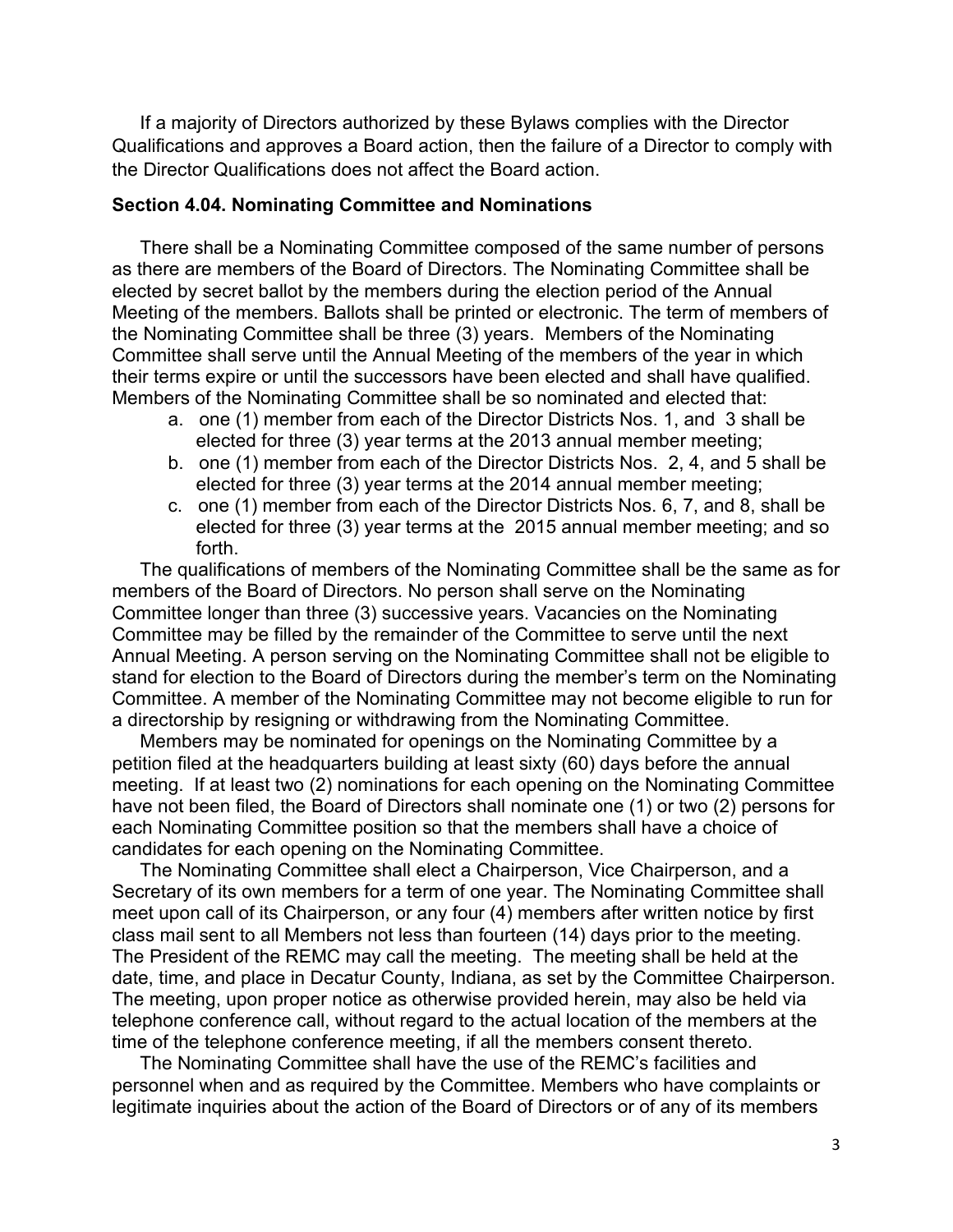If a majority of Directors authorized by these Bylaws complies with the Director Qualifications and approves a Board action, then the failure of a Director to comply with the Director Qualifications does not affect the Board action.

**Section 4.04. Nominating Committee and Nominations**

There shall be a Nominating Committee composed of the same number of persons as there are members of the Board of Directors. The Nominating Committee shall be elected by secret ballot by the members during the election period of the Annual Meeting of the members. Ballots shall be printed or electronic. The term of members of the Nominating Committee shall be three (3) years. Members of the Nominating Committee shall serve until the Annual Meeting of the members of the year in which their terms expire or until the successors have been elected and shall have qualified. Members of the Nominating Committee shall be so nominated and elected that:

a. one (1) member from each of the Director Districts Nos. 1, and 3 shall be elected for three (3) year terms at the 2013 annual member meeting;
b. one (1) member from each of the Director Districts Nos. 2, 4, and 5 shall be elected for three (3) year terms at the 2014 annual member meeting;
c. one (1) member from each of the Director Districts Nos. 6, 7, and 8, shall be elected for three (3) year terms at the 2015 annual member meeting; and so forth.

The qualifications of members of the Nominating Committee shall be the same as for members of the Board of Directors. No person shall serve on the Nominating Committee longer than three (3) successive years. Vacancies on the Nominating Committee may be filled by the remainder of the Committee to serve until the next Annual Meeting. A person serving on the Nominating Committee shall not be eligible to stand for election to the Board of Directors during the member's term on the Nominating Committee. A member of the Nominating Committee may not become eligible to run for a directorship by resigning or withdrawing from the Nominating Committee.

Members may be nominated for openings on the Nominating Committee by a petition filed at the headquarters building at least sixty (60) days before the annual meeting. If at least two (2) nominations for each opening on the Nominating Committee have not been filed, the Board of Directors shall nominate one (1) or two (2) persons for each Nominating Committee position so that the members shall have a choice of candidates for each opening on the Nominating Committee.

The Nominating Committee shall elect a Chairperson, Vice Chairperson, and a Secretary of its own members for a term of one year. The Nominating Committee shall meet upon call of its Chairperson, or any four (4) members after written notice by first class mail sent to all Members not less than fourteen (14) days prior to the meeting. The President of the REMC may call the meeting. The meeting shall be held at the date, time, and place in Decatur County, Indiana, as set by the Committee Chairperson. The meeting, upon proper notice as otherwise provided herein, may also be held via telephone conference call, without regard to the actual location of the members at the time of the telephone conference meeting, if all the members consent thereto.

The Nominating Committee shall have the use of the REMC's facilities and personnel when and as required by the Committee. Members who have complaints or legitimate inquiries about the action of the Board of Directors or of any of its members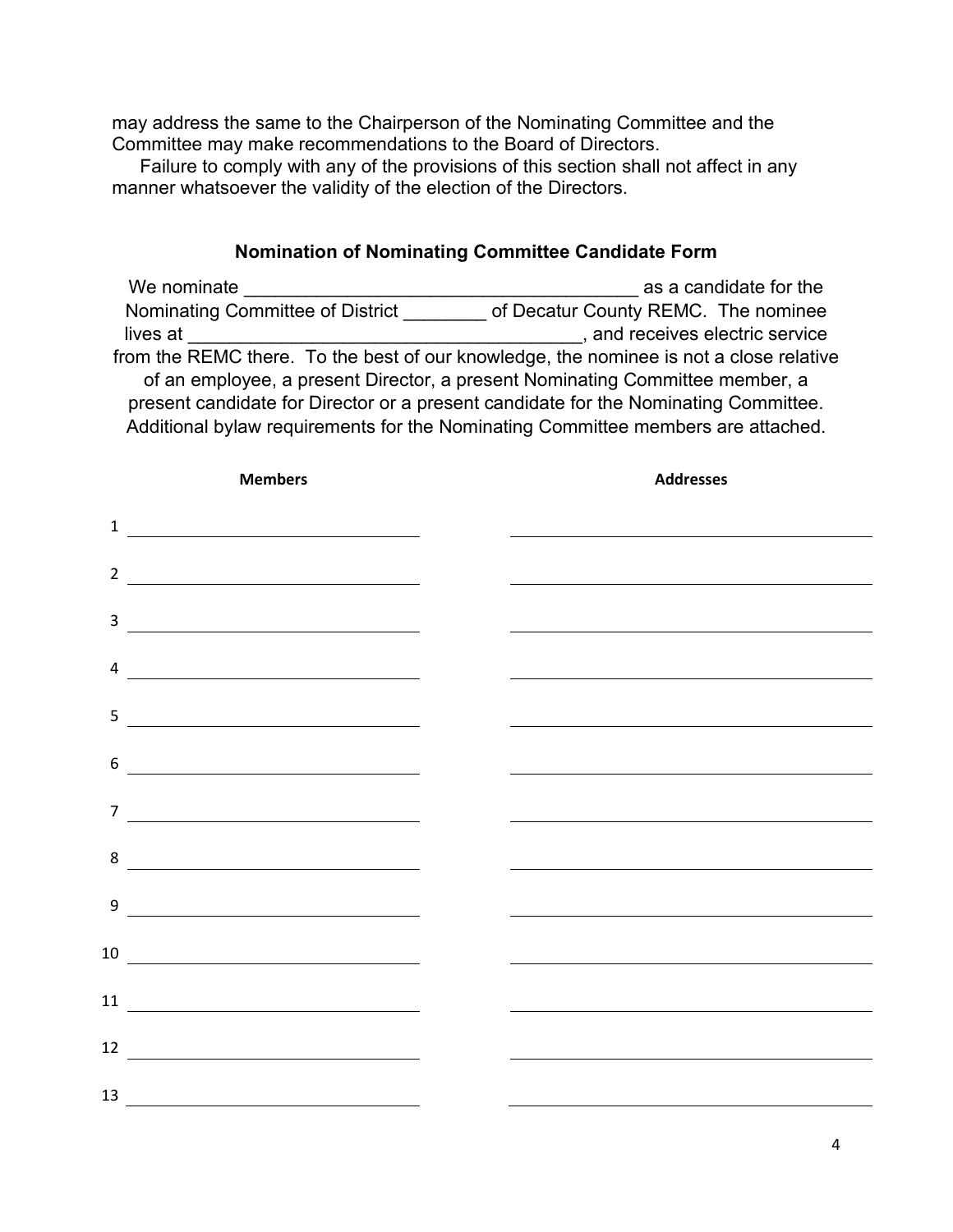may address the same to the Chairperson of the Nominating Committee and the Committee may make recommendations to the Board of Directors.

Failure to comply with any of the provisions of this section shall not affect in any manner whatsoever the validity of the election of the Directors.

### Nomination of Nominating Committee Candidate Form

We nominate ______________________________________ as a candidate for the Nominating Committee of District ________ of Decatur County REMC. The nominee lives at ______________________________________, and receives electric service from the REMC there. To the best of our knowledge, the nominee is not a close relative of an employee, a present Director, a present Nominating Committee member, a present candidate for Director or a present candidate for the Nominating Committee. Additional bylaw requirements for the Nominating Committee members are attached.

| | Members | Addresses |
|---|---|---|
| 1 | | |
| 2 | | |
| 3 | | |
| 4 | | |
| 5 | | |
| 6 | | |
| 7 | | |
| 8 | | |
| 9 | | |
| 10 | | |
| 11 | | |
| 12 | | |
| 13 | | |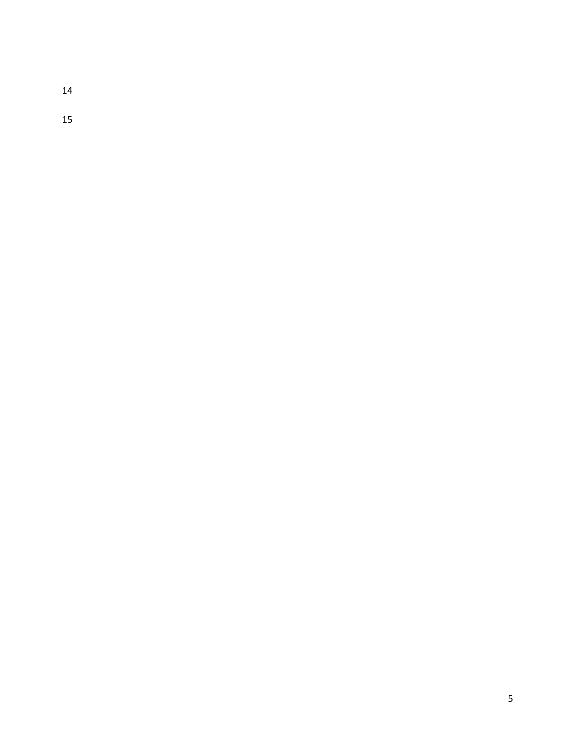14 \_\_\_\_\_\_\_\_\_\_\_\_\_\_\_\_\_\_\_\_\_\_\_\_\_\_\_\_\_\_ \_\_\_\_\_\_\_\_\_\_\_\_\_\_\_\_\_\_\_\_\_\_\_\_\_\_\_\_\_\_\_\_\_\_\_\_\_\_

15 \_\_\_\_\_\_\_\_\_\_\_\_\_\_\_\_\_\_\_\_\_\_\_\_\_\_\_\_\_\_ \_\_\_\_\_\_\_\_\_\_\_\_\_\_\_\_\_\_\_\_\_\_\_\_\_\_\_\_\_\_\_\_\_\_\_\_\_\_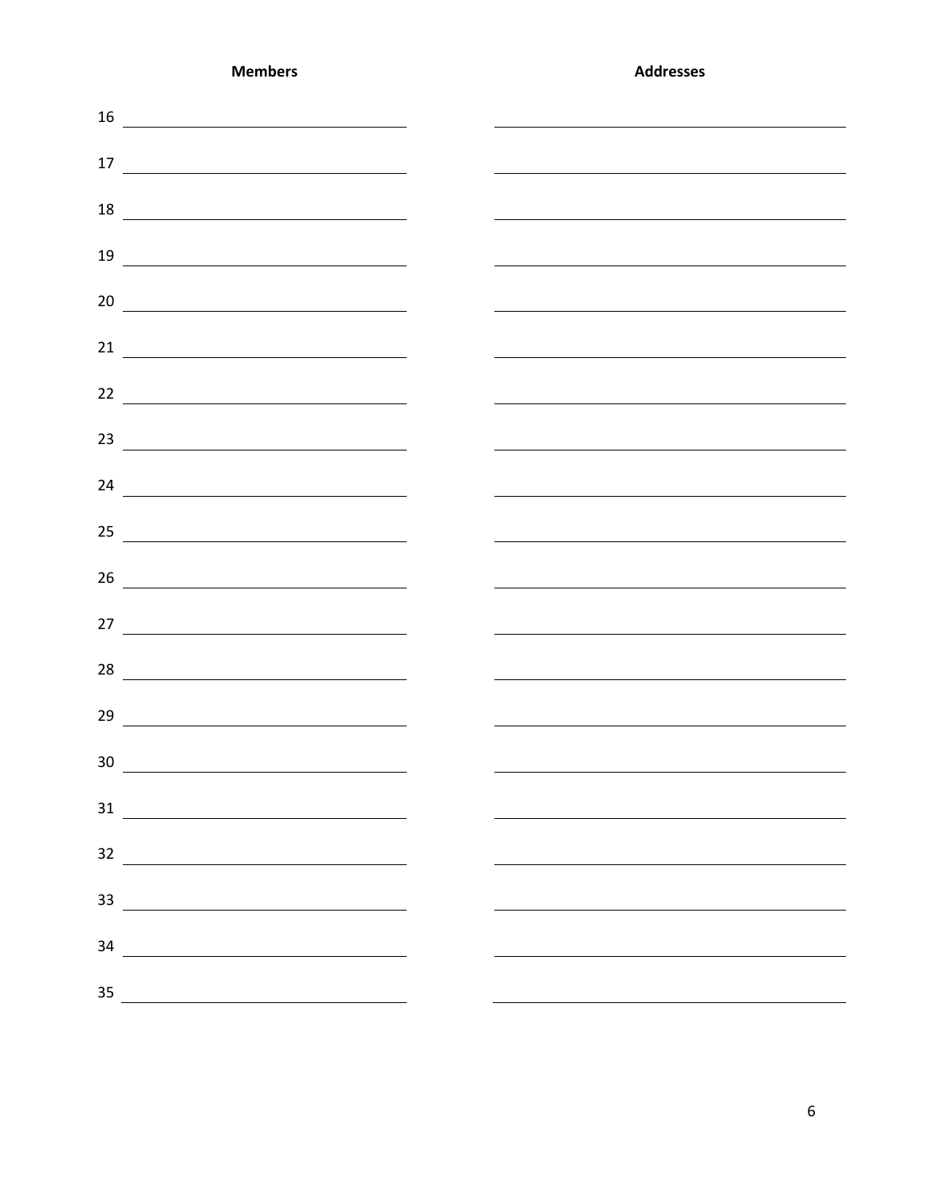| Members | Addresses |
| --- | --- |
| 16 | |
| 17 | |
| 18 | |
| 19 | |
| 20 | |
| 21 | |
| 22 | |
| 23 | |
| 24 | |
| 25 | |
| 26 | |
| 27 | |
| 28 | |
| 29 | |
| 30 | |
| 31 | |
| 32 | |
| 33 | |
| 34 | |
| 35 | |